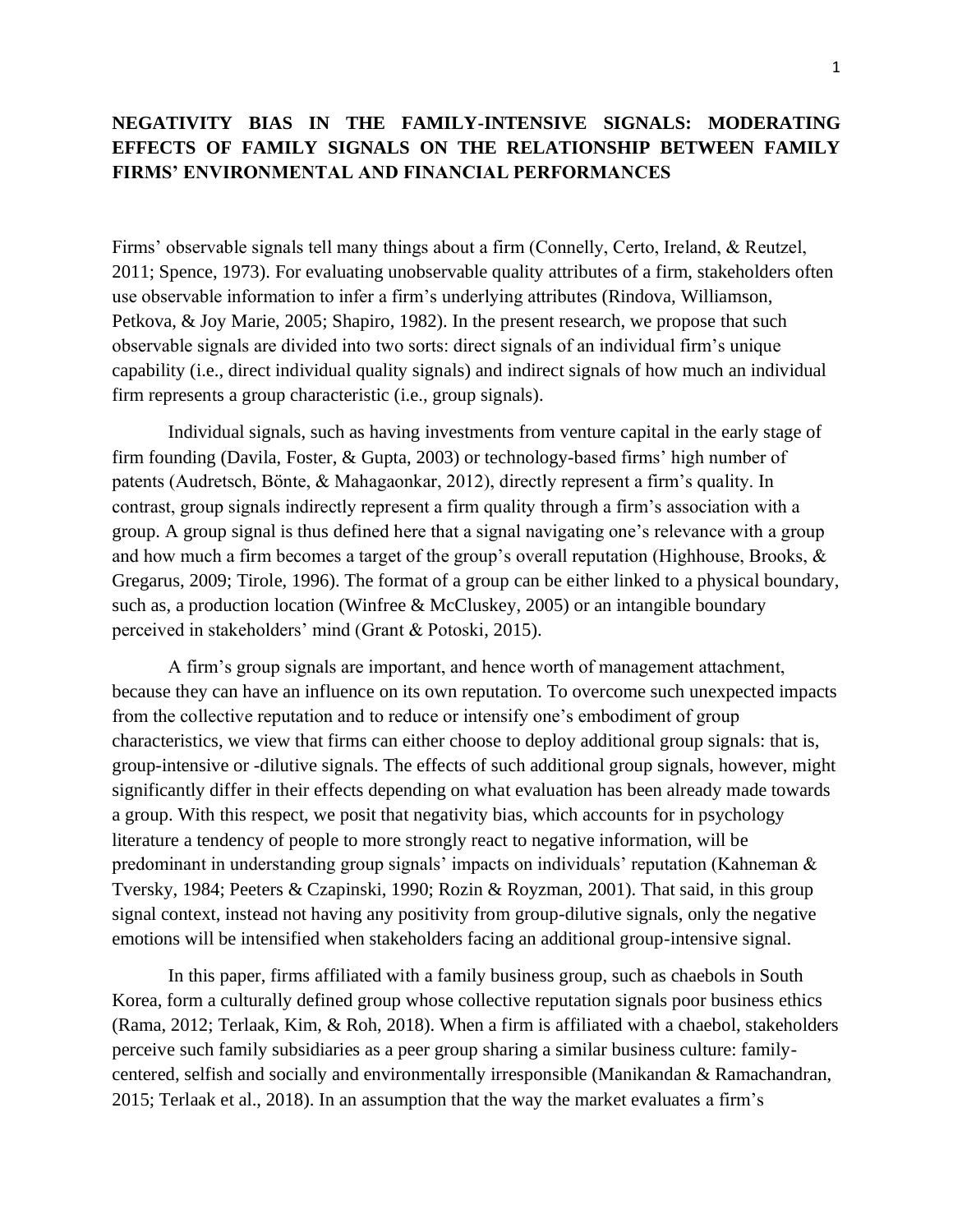# NEGATIVITY BIAS IN THE FAMILY-INTENSIVE SIGNALS: MODERATING EFFECTS OF FAMILY SIGNALS ON THE RELATIONSHIP BETWEEN FAMILY FIRMS' ENVIRONMENTAL AND FINANCIAL PERFORMANCES

Firms' observable signals tell many things about a firm (Connelly, Certo, Ireland, & Reutzel, 2011; Spence, 1973). For evaluating unobservable quality attributes of a firm, stakeholders often use observable information to infer a firm's underlying attributes (Rindova, Williamson, Petkova, & Joy Marie, 2005; Shapiro, 1982). In the present research, we propose that such observable signals are divided into two sorts: direct signals of an individual firm's unique capability (i.e., direct individual quality signals) and indirect signals of how much an individual firm represents a group characteristic (i.e., group signals).

Individual signals, such as having investments from venture capital in the early stage of firm founding (Davila, Foster, & Gupta, 2003) or technology-based firms' high number of patents (Audretsch, Bönte, & Mahagaonkar, 2012), directly represent a firm's quality. In contrast, group signals indirectly represent a firm quality through a firm's association with a group. A group signal is thus defined here that a signal navigating one's relevance with a group and how much a firm becomes a target of the group's overall reputation (Highhouse, Brooks, & Gregarus, 2009; Tirole, 1996). The format of a group can be either linked to a physical boundary, such as, a production location (Winfree & McCluskey, 2005) or an intangible boundary perceived in stakeholders' mind (Grant & Potoski, 2015).

A firm's group signals are important, and hence worth of management attachment, because they can have an influence on its own reputation. To overcome such unexpected impacts from the collective reputation and to reduce or intensify one's embodiment of group characteristics, we view that firms can either choose to deploy additional group signals: that is, group-intensive or -dilutive signals. The effects of such additional group signals, however, might significantly differ in their effects depending on what evaluation has been already made towards a group. With this respect, we posit that negativity bias, which accounts for in psychology literature a tendency of people to more strongly react to negative information, will be predominant in understanding group signals' impacts on individuals' reputation (Kahneman & Tversky, 1984; Peeters & Czapinski, 1990; Rozin & Royzman, 2001). That said, in this group signal context, instead not having any positivity from group-dilutive signals, only the negative emotions will be intensified when stakeholders facing an additional group-intensive signal.

In this paper, firms affiliated with a family business group, such as chaebols in South Korea, form a culturally defined group whose collective reputation signals poor business ethics (Rama, 2012; Terlaak, Kim, & Roh, 2018). When a firm is affiliated with a chaebol, stakeholders perceive such family subsidiaries as a peer group sharing a similar business culture: family-centered, selfish and socially and environmentally irresponsible (Manikandan & Ramachandran, 2015; Terlaak et al., 2018). In an assumption that the way the market evaluates a firm's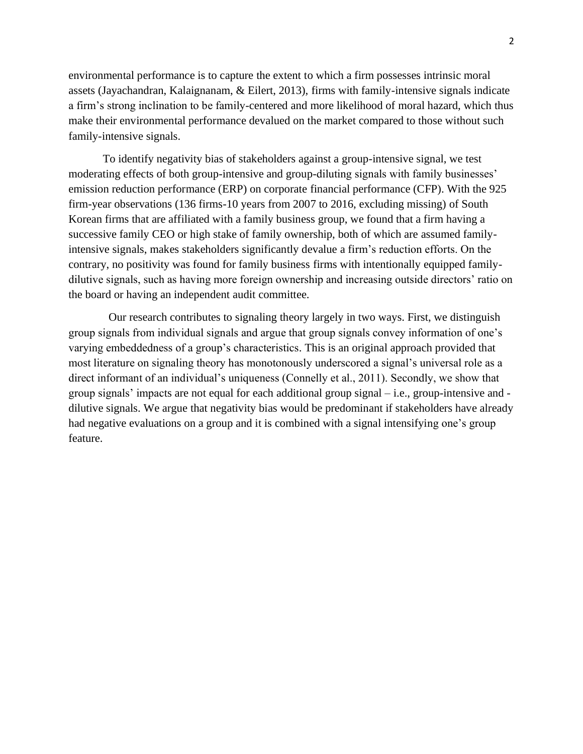environmental performance is to capture the extent to which a firm possesses intrinsic moral assets (Jayachandran, Kalaignanam, & Eilert, 2013), firms with family-intensive signals indicate a firm's strong inclination to be family-centered and more likelihood of moral hazard, which thus make their environmental performance devalued on the market compared to those without such family-intensive signals.

To identify negativity bias of stakeholders against a group-intensive signal, we test moderating effects of both group-intensive and group-diluting signals with family businesses' emission reduction performance (ERP) on corporate financial performance (CFP). With the 925 firm-year observations (136 firms-10 years from 2007 to 2016, excluding missing) of South Korean firms that are affiliated with a family business group, we found that a firm having a successive family CEO or high stake of family ownership, both of which are assumed family-intensive signals, makes stakeholders significantly devalue a firm's reduction efforts. On the contrary, no positivity was found for family business firms with intentionally equipped family-dilutive signals, such as having more foreign ownership and increasing outside directors' ratio on the board or having an independent audit committee.

Our research contributes to signaling theory largely in two ways. First, we distinguish group signals from individual signals and argue that group signals convey information of one's varying embeddedness of a group's characteristics. This is an original approach provided that most literature on signaling theory has monotonously underscored a signal's universal role as a direct informant of an individual's uniqueness (Connelly et al., 2011). Secondly, we show that group signals' impacts are not equal for each additional group signal – i.e., group-intensive and -dilutive signals. We argue that negativity bias would be predominant if stakeholders have already had negative evaluations on a group and it is combined with a signal intensifying one's group feature.